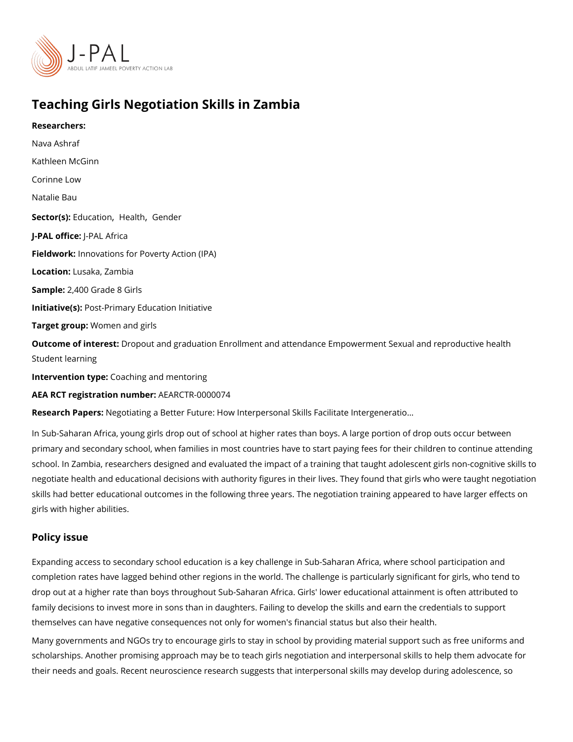# Teaching Girls Negotiation Skills in Zambia

**Researchers:**

Nava Ashraf

Kathleen McGinn

Corinne Low

Natalie Bau

**Sector(s):** Education, Health, Gender

**J-PAL office:** J-PAL Africa

**Fieldwork:** Innovations for Poverty Action (IPA)

**Location:** Lusaka, Zambia

**Sample:** 2,400 Grade 8 Girls

**Initiative(s):** Post-Primary Education Initiative

**Target group:** Women and girls

**Outcome of interest:** Dropout and graduation Enrollment and attendance Empowerment Sexual and reproductive health Student learning

**Intervention type:** Coaching and mentoring

**AEA RCT registration number:** AEARCTR-0000074

**Research Papers:** Negotiating a Better Future: How Interpersonal Skills Facilitate Intergeneratio...

In Sub-Saharan Africa, young girls drop out of school at higher rates than boys. A large portion of drop outs occur between primary and secondary school, when families in most countries have to start paying fees for their children to continue attending school. In Zambia, researchers designed and evaluated the impact of a training that taught adolescent girls non-cognitive skills to negotiate health and educational decisions with authority figures in their lives. They found that girls who were taught negotiation skills had better educational outcomes in the following three years. The negotiation training appeared to have larger effects on girls with higher abilities.

## Policy issue

Expanding access to secondary school education is a key challenge in Sub-Saharan Africa, where school participation and completion rates have lagged behind other regions in the world. The challenge is particularly significant for girls, who tend to drop out at a higher rate than boys throughout Sub-Saharan Africa. Girls' lower educational attainment is often attributed to family decisions to invest more in sons than in daughters. Failing to develop the skills and earn the credentials to support themselves can have negative consequences not only for women's financial status but also their health.

Many governments and NGOs try to encourage girls to stay in school by providing material support such as free uniforms and scholarships. Another promising approach may be to teach girls negotiation and interpersonal skills to help them advocate for their needs and goals. Recent neuroscience research suggests that interpersonal skills may develop during adolescence, so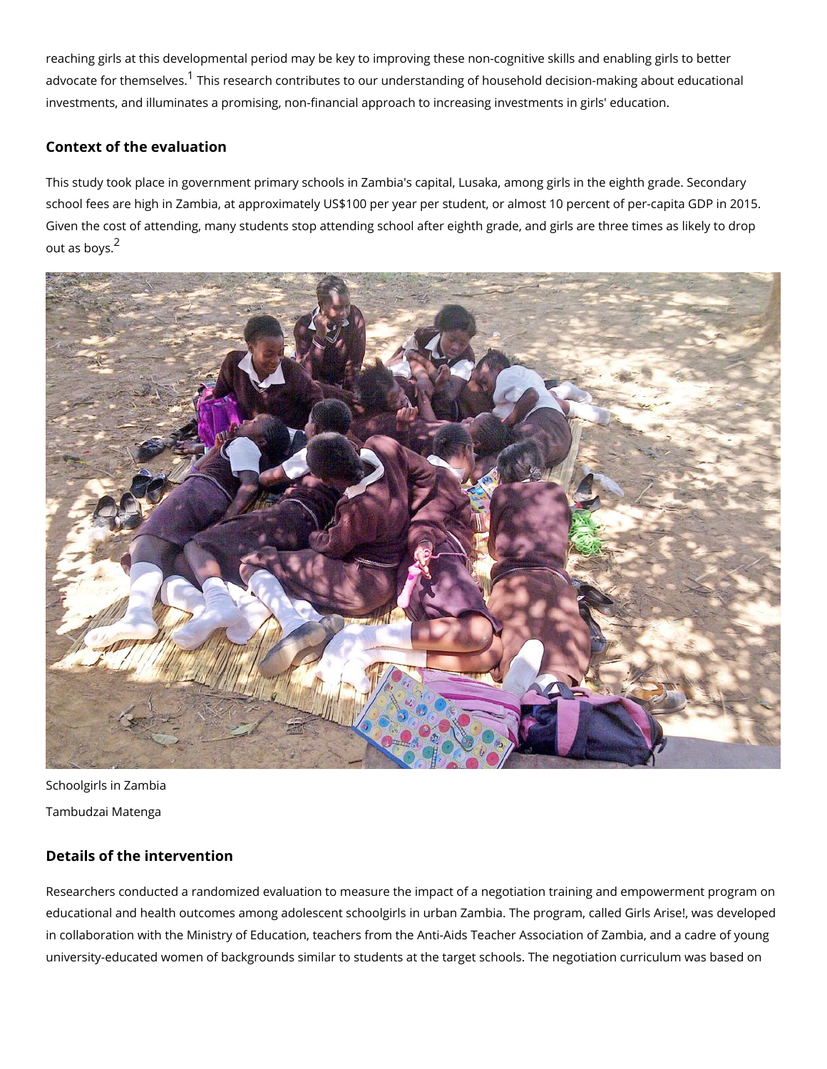reaching girls at this developmental period may be key to improving these non-cognitive skills and enabling girls to better advocate for themselves.[1] This research contributes to our understanding of household decision-making about educational investments, and illuminates a promising, non-financial approach to increasing investments in girls' education.

## Context of the evaluation

This study took place in government primary schools in Zambia's capital, Lusaka, among girls in the eighth grade. Secondary school fees are high in Zambia, at approximately US$100 per year per student, or almost 10 percent of per-capita GDP in 2015. Given the cost of attending, many students stop attending school after eighth grade, and girls are three times as likely to drop out as boys.[2]

Schoolgirls in Zambia

Tambudzai Matenga

## Details of the intervention

Researchers conducted a randomized evaluation to measure the impact of a negotiation training and empowerment program on educational and health outcomes among adolescent schoolgirls in urban Zambia. The program, called Girls Arise!, was developed in collaboration with the Ministry of Education, teachers from the Anti-Aids Teacher Association of Zambia, and a cadre of young university-educated women of backgrounds similar to students at the target schools. The negotiation curriculum was based on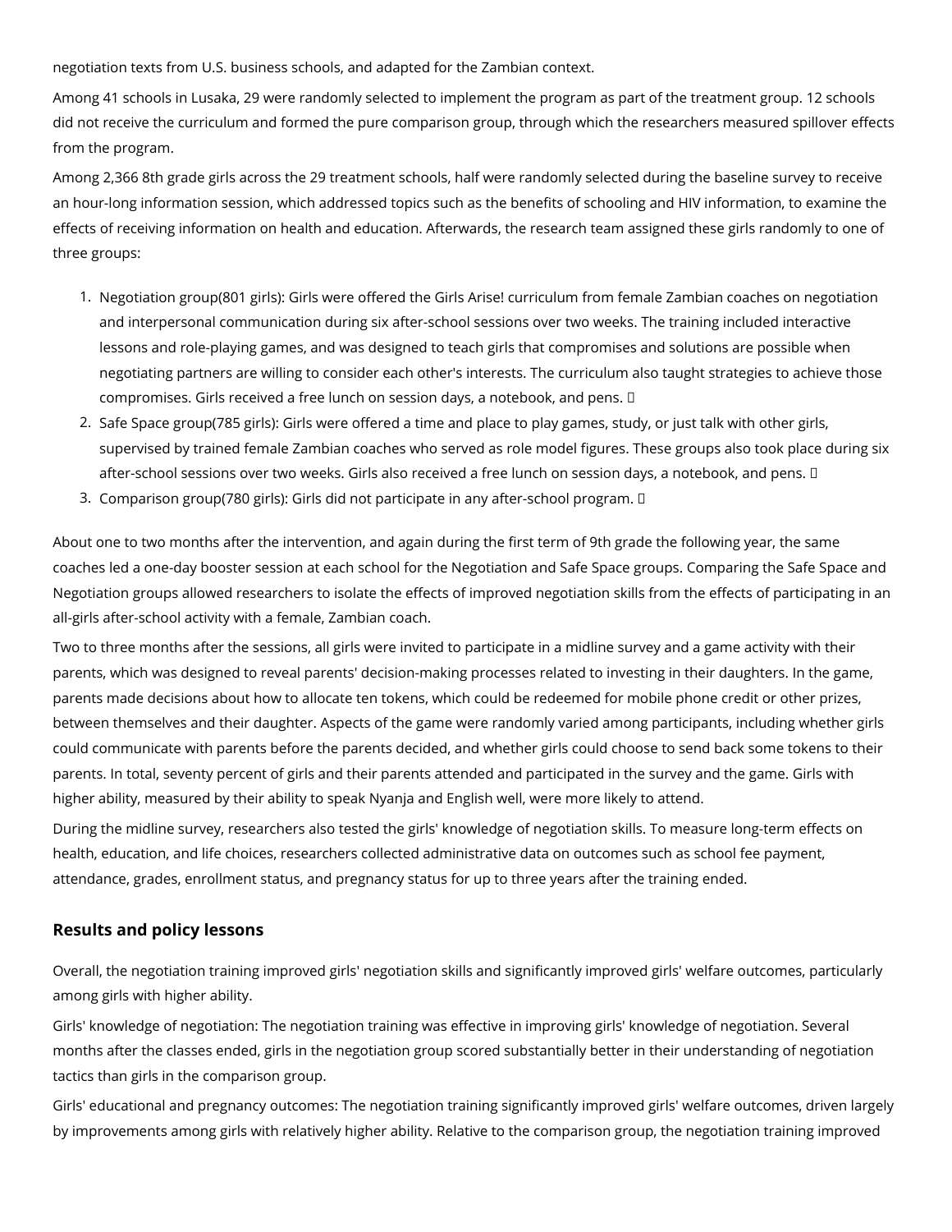negotiation texts from U.S. business schools, and adapted for the Zambian context.

Among 41 schools in Lusaka, 29 were randomly selected to implement the program as part of the treatment group. 12 schools did not receive the curriculum and formed the pure comparison group, through which the researchers measured spillover effects from the program.

Among 2,366 8th grade girls across the 29 treatment schools, half were randomly selected during the baseline survey to receive an hour-long information session, which addressed topics such as the benefits of schooling and HIV information, to examine the effects of receiving information on health and education. Afterwards, the research team assigned these girls randomly to one of three groups:

1. Negotiation group(801 girls): Girls were offered the Girls Arise! curriculum from female Zambian coaches on negotiation and interpersonal communication during six after-school sessions over two weeks. The training included interactive lessons and role-playing games, and was designed to teach girls that compromises and solutions are possible when negotiating partners are willing to consider each other's interests. The curriculum also taught strategies to achieve those compromises. Girls received a free lunch on session days, a notebook, and pens.
2. Safe Space group(785 girls): Girls were offered a time and place to play games, study, or just talk with other girls, supervised by trained female Zambian coaches who served as role model figures. These groups also took place during six after-school sessions over two weeks. Girls also received a free lunch on session days, a notebook, and pens.
3. Comparison group(780 girls): Girls did not participate in any after-school program.

About one to two months after the intervention, and again during the first term of 9th grade the following year, the same coaches led a one-day booster session at each school for the Negotiation and Safe Space groups. Comparing the Safe Space and Negotiation groups allowed researchers to isolate the effects of improved negotiation skills from the effects of participating in an all-girls after-school activity with a female, Zambian coach.

Two to three months after the sessions, all girls were invited to participate in a midline survey and a game activity with their parents, which was designed to reveal parents' decision-making processes related to investing in their daughters. In the game, parents made decisions about how to allocate ten tokens, which could be redeemed for mobile phone credit or other prizes, between themselves and their daughter. Aspects of the game were randomly varied among participants, including whether girls could communicate with parents before the parents decided, and whether girls could choose to send back some tokens to their parents. In total, seventy percent of girls and their parents attended and participated in the survey and the game. Girls with higher ability, measured by their ability to speak Nyanja and English well, were more likely to attend.

During the midline survey, researchers also tested the girls' knowledge of negotiation skills. To measure long-term effects on health, education, and life choices, researchers collected administrative data on outcomes such as school fee payment, attendance, grades, enrollment status, and pregnancy status for up to three years after the training ended.

## Results and policy lessons

Overall, the negotiation training improved girls' negotiation skills and significantly improved girls' welfare outcomes, particularly among girls with higher ability.

Girls' knowledge of negotiation: The negotiation training was effective in improving girls' knowledge of negotiation. Several months after the classes ended, girls in the negotiation group scored substantially better in their understanding of negotiation tactics than girls in the comparison group.

Girls' educational and pregnancy outcomes: The negotiation training significantly improved girls' welfare outcomes, driven largely by improvements among girls with relatively higher ability. Relative to the comparison group, the negotiation training improved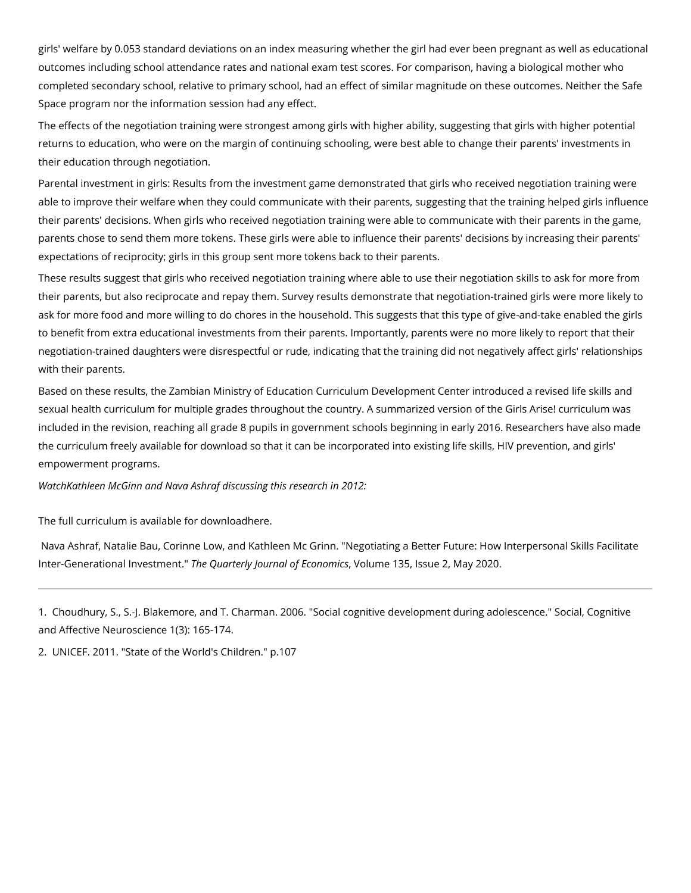girls' welfare by 0.053 standard deviations on an index measuring whether the girl had ever been pregnant as well as educational outcomes including school attendance rates and national exam test scores. For comparison, having a biological mother who completed secondary school, relative to primary school, had an effect of similar magnitude on these outcomes. Neither the Safe Space program nor the information session had any effect.

The effects of the negotiation training were strongest among girls with higher ability, suggesting that girls with higher potential returns to education, who were on the margin of continuing schooling, were best able to change their parents' investments in their education through negotiation.

Parental investment in girls: Results from the investment game demonstrated that girls who received negotiation training were able to improve their welfare when they could communicate with their parents, suggesting that the training helped girls influence their parents' decisions. When girls who received negotiation training were able to communicate with their parents in the game, parents chose to send them more tokens. These girls were able to influence their parents' decisions by increasing their parents' expectations of reciprocity; girls in this group sent more tokens back to their parents.

These results suggest that girls who received negotiation training where able to use their negotiation skills to ask for more from their parents, but also reciprocate and repay them. Survey results demonstrate that negotiation-trained girls were more likely to ask for more food and more willing to do chores in the household. This suggests that this type of give-and-take enabled the girls to benefit from extra educational investments from their parents. Importantly, parents were no more likely to report that their negotiation-trained daughters were disrespectful or rude, indicating that the training did not negatively affect girls' relationships with their parents.

Based on these results, the Zambian Ministry of Education Curriculum Development Center introduced a revised life skills and sexual health curriculum for multiple grades throughout the country. A summarized version of the Girls Arise! curriculum was included in the revision, reaching all grade 8 pupils in government schools beginning in early 2016. Researchers have also made the curriculum freely available for download so that it can be incorporated into existing life skills, HIV prevention, and girls' empowerment programs.

*WatchKathleen McGinn and Nava Ashraf discussing this research in 2012:*

The full curriculum is available for downloadhere.

Nava Ashraf, Natalie Bau, Corinne Low, and Kathleen Mc Grinn. "Negotiating a Better Future: How Interpersonal Skills Facilitate Inter-Generational Investment." *The Quarterly Journal of Economics*, Volume 135, Issue 2, May 2020.

---

1. Choudhury, S., S.-J. Blakemore, and T. Charman. 2006. "Social cognitive development during adolescence." Social, Cognitive and Affective Neuroscience 1(3): 165-174.
2. UNICEF. 2011. "State of the World's Children." p.107